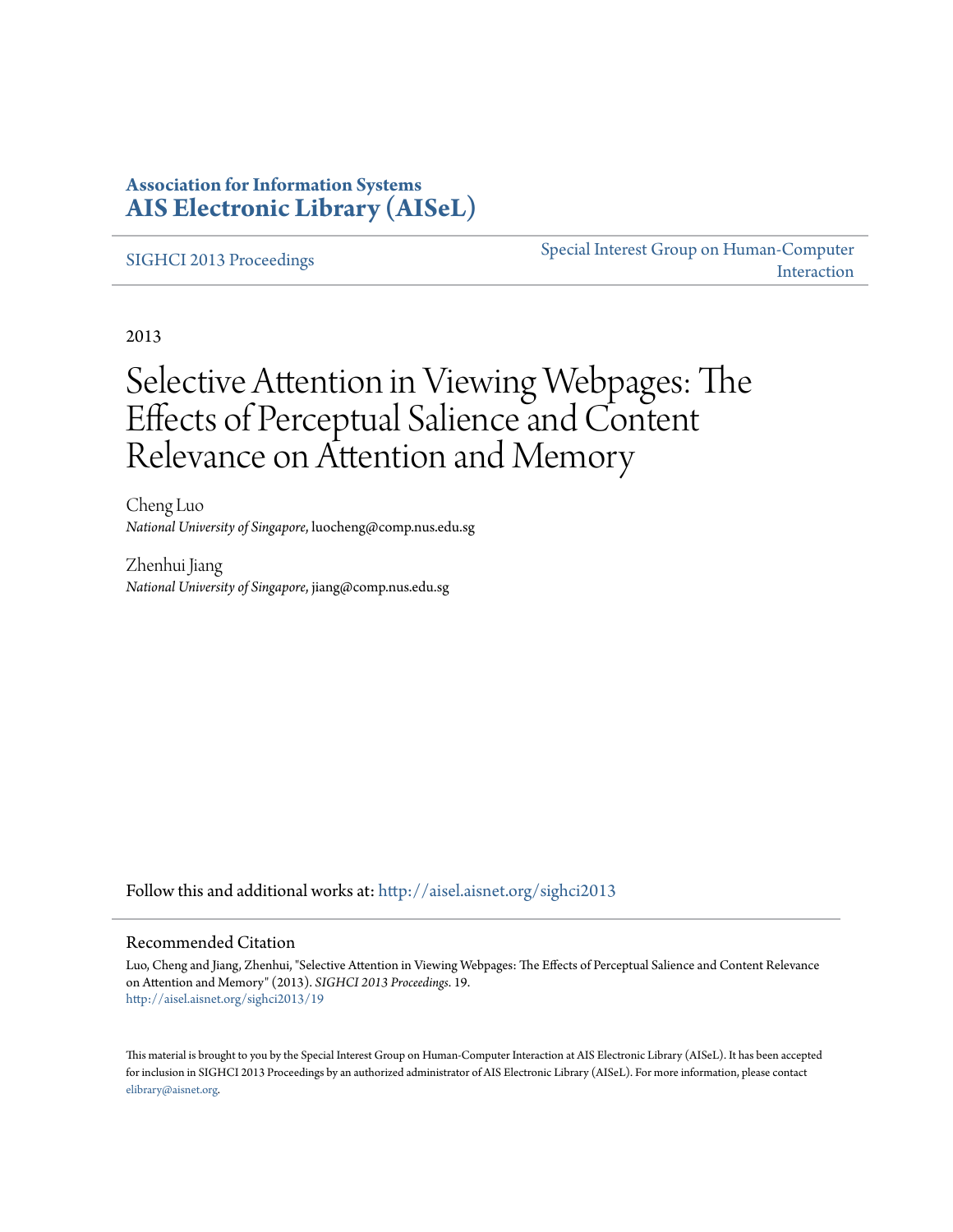**Association for Information Systems**
**AIS Electronic Library (AISeL)**

SIGHCI 2013 Proceedings

Special Interest Group on Human-Computer Interaction

2013

# Selective Attention in Viewing Webpages: The Effects of Perceptual Salience and Content Relevance on Attention and Memory

Cheng Luo
*National University of Singapore*, luocheng@comp.nus.edu.sg

Zhenhui Jiang
*National University of Singapore*, jiang@comp.nus.edu.sg

Follow this and additional works at: http://aisel.aisnet.org/sighci2013

## Recommended Citation

Luo, Cheng and Jiang, Zhenhui, "Selective Attention in Viewing Webpages: The Effects of Perceptual Salience and Content Relevance on Attention and Memory" (2013). *SIGHCI 2013 Proceedings*. 19.
http://aisel.aisnet.org/sighci2013/19

This material is brought to you by the Special Interest Group on Human-Computer Interaction at AIS Electronic Library (AISeL). It has been accepted for inclusion in SIGHCI 2013 Proceedings by an authorized administrator of AIS Electronic Library (AISeL). For more information, please contact elibrary@aisnet.org.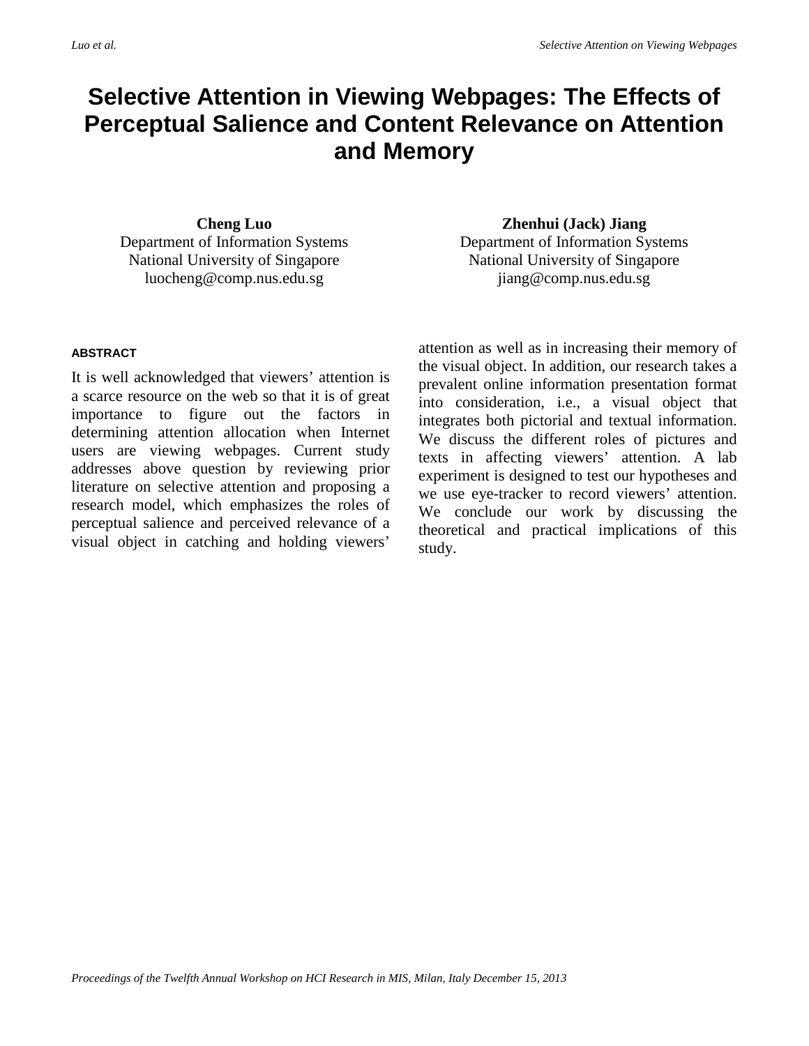# Selective Attention in Viewing Webpages: The Effects of Perceptual Salience and Content Relevance on Attention and Memory

**Cheng Luo**
Department of Information Systems
National University of Singapore
luocheng@comp.nus.edu.sg

**Zhenhui (Jack) Jiang**
Department of Information Systems
National University of Singapore
jiang@comp.nus.edu.sg

## ABSTRACT

It is well acknowledged that viewers' attention is a scarce resource on the web so that it is of great importance to figure out the factors in determining attention allocation when Internet users are viewing webpages. Current study addresses above question by reviewing prior literature on selective attention and proposing a research model, which emphasizes the roles of perceptual salience and perceived relevance of a visual object in catching and holding viewers' attention as well as in increasing their memory of the visual object. In addition, our research takes a prevalent online information presentation format into consideration, i.e., a visual object that integrates both pictorial and textual information. We discuss the different roles of pictures and texts in affecting viewers' attention. A lab experiment is designed to test our hypotheses and we use eye-tracker to record viewers' attention. We conclude our work by discussing the theoretical and practical implications of this study.